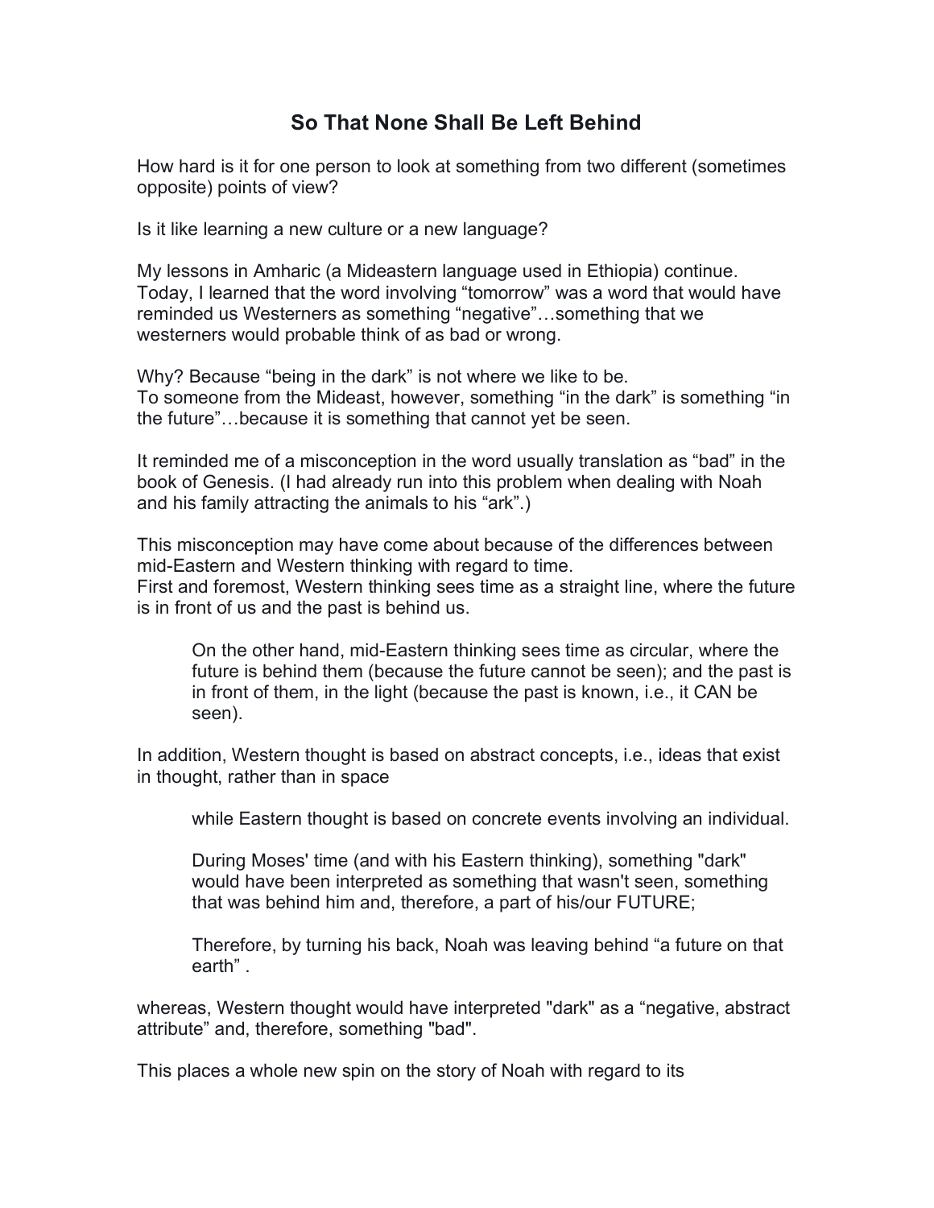# So That None Shall Be Left Behind

How hard is it for one person to look at something from two different (sometimes opposite) points of view?

Is it like learning a new culture or a new language?

My lessons in Amharic (a Mideastern language used in Ethiopia) continue. Today, I learned that the word involving "tomorrow" was a word that would have reminded us Westerners as something "negative"…something that we westerners would probable think of as bad or wrong.

Why? Because "being in the dark" is not where we like to be.
To someone from the Mideast, however, something "in the dark" is something "in the future"…because it is something that cannot yet be seen.

It reminded me of a misconception in the word usually translation as "bad" in the book of Genesis. (I had already run into this problem when dealing with Noah and his family attracting the animals to his "ark".)

This misconception may have come about because of the differences between mid-Eastern and Western thinking with regard to time.
First and foremost, Western thinking sees time as a straight line, where the future is in front of us and the past is behind us.

> On the other hand, mid-Eastern thinking sees time as circular, where the future is behind them (because the future cannot be seen); and the past is in front of them, in the light (because the past is known, i.e., it CAN be seen).

In addition, Western thought is based on abstract concepts, i.e., ideas that exist in thought, rather than in space

> while Eastern thought is based on concrete events involving an individual.
>
> During Moses' time (and with his Eastern thinking), something "dark" would have been interpreted as something that wasn't seen, something that was behind him and, therefore, a part of his/our FUTURE;
>
> Therefore, by turning his back, Noah was leaving behind "a future on that earth" .

whereas, Western thought would have interpreted "dark" as a "negative, abstract attribute" and, therefore, something "bad".

This places a whole new spin on the story of Noah with regard to its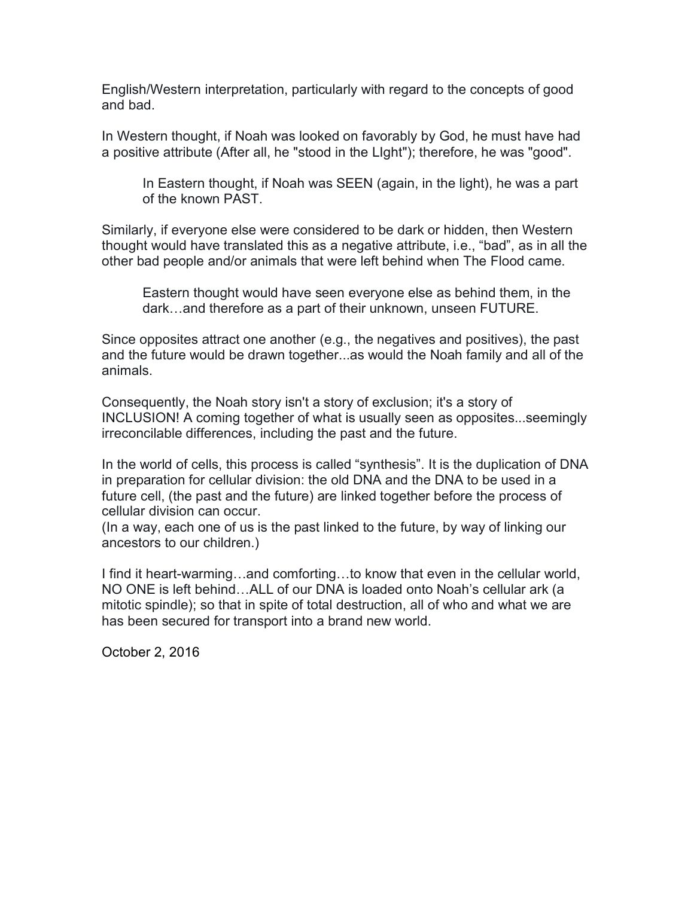English/Western interpretation, particularly with regard to the concepts of good and bad.

In Western thought, if Noah was looked on favorably by God, he must have had a positive attribute (After all, he "stood in the LIght"); therefore, he was "good".

> In Eastern thought, if Noah was SEEN (again, in the light), he was a part of the known PAST.

Similarly, if everyone else were considered to be dark or hidden, then Western thought would have translated this as a negative attribute, i.e., “bad”, as in all the other bad people and/or animals that were left behind when The Flood came.

> Eastern thought would have seen everyone else as behind them, in the dark…and therefore as a part of their unknown, unseen FUTURE.

Since opposites attract one another (e.g., the negatives and positives), the past and the future would be drawn together...as would the Noah family and all of the animals.

Consequently, the Noah story isn't a story of exclusion; it's a story of INCLUSION! A coming together of what is usually seen as opposites...seemingly irreconcilable differences, including the past and the future.

In the world of cells, this process is called “synthesis”. It is the duplication of DNA in preparation for cellular division: the old DNA and the DNA to be used in a future cell, (the past and the future) are linked together before the process of cellular division can occur.
(In a way, each one of us is the past linked to the future, by way of linking our ancestors to our children.)

I find it heart-warming…and comforting…to know that even in the cellular world, NO ONE is left behind…ALL of our DNA is loaded onto Noah’s cellular ark (a mitotic spindle); so that in spite of total destruction, all of who and what we are has been secured for transport into a brand new world.

October 2, 2016